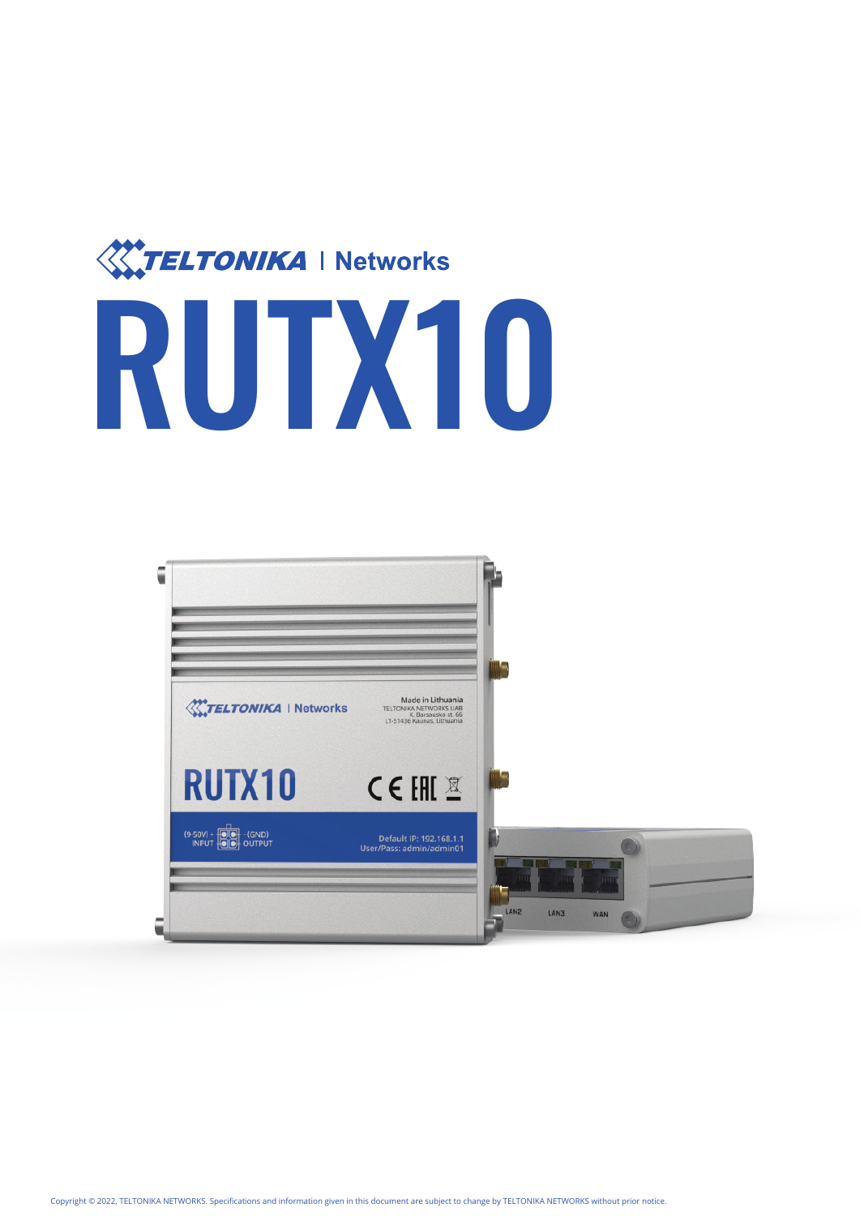TELTONIKA | Networks

# RUTX10

Copyright © 2022, TELTONIKA NETWORKS. Specifications and information given in this document are subject to change by TELTONIKA NETWORKS without prior notice.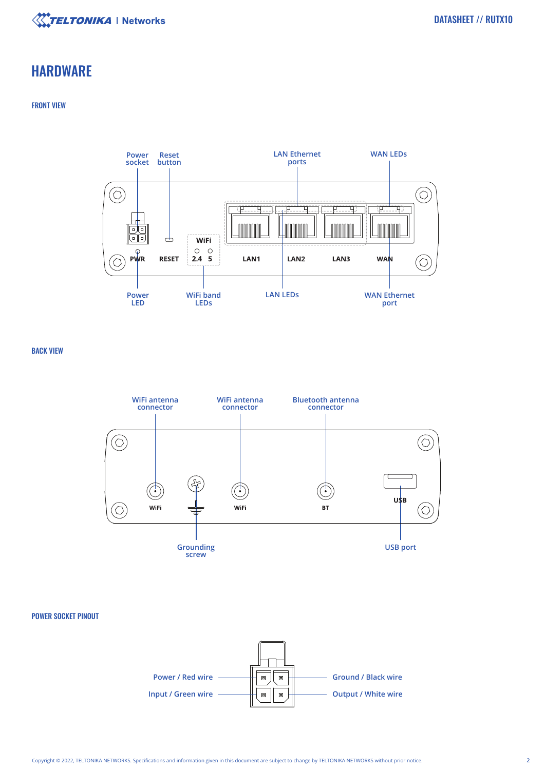# HARDWARE

## FRONT VIEW

Power socket

Reset button

LAN Ethernet ports

WAN LEDs

PWR RESET WiFi 2.4 5 LAN1 LAN2 LAN3 WAN

Power LED

WiFi band LEDs

LAN LEDs

WAN Ethernet port

## BACK VIEW

WiFi antenna connector

WiFi antenna connector

Bluetooth antenna connector

WiFi WiFi BT USB

Grounding screw

USB port

## POWER SOCKET PINOUT

Power / Red wire

Input / Green wire

Ground / Black wire

Output / White wire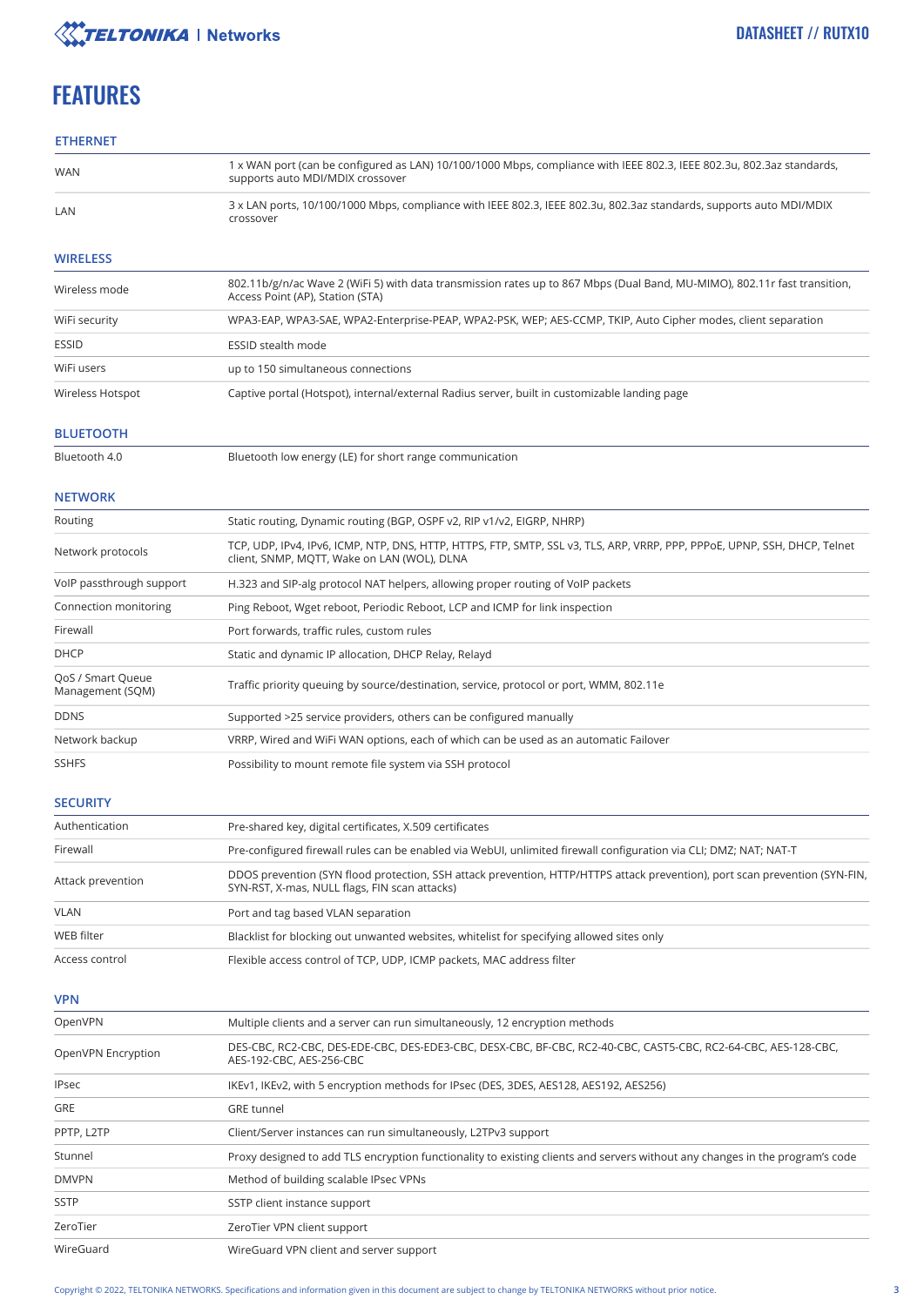# FEATURES

## ETHERNET

| | |
|---|---|
| WAN | 1 x WAN port (can be configured as LAN) 10/100/1000 Mbps, compliance with IEEE 802.3, IEEE 802.3u, 802.3az standards, supports auto MDI/MDIX crossover |
| LAN | 3 x LAN ports, 10/100/1000 Mbps, compliance with IEEE 802.3, IEEE 802.3u, 802.3az standards, supports auto MDI/MDIX crossover |

## WIRELESS

| | |
|---|---|
| Wireless mode | 802.11b/g/n/ac Wave 2 (WiFi 5) with data transmission rates up to 867 Mbps (Dual Band, MU-MIMO), 802.11r fast transition, Access Point (AP), Station (STA) |
| WiFi security | WPA3-EAP, WPA3-SAE, WPA2-Enterprise-PEAP, WPA2-PSK, WEP; AES-CCMP, TKIP, Auto Cipher modes, client separation |
| ESSID | ESSID stealth mode |
| WiFi users | up to 150 simultaneous connections |
| Wireless Hotspot | Captive portal (Hotspot), internal/external Radius server, built in customizable landing page |

## BLUETOOTH

| | |
|---|---|
| Bluetooth 4.0 | Bluetooth low energy (LE) for short range communication |

## NETWORK

| | |
|---|---|
| Routing | Static routing, Dynamic routing (BGP, OSPF v2, RIP v1/v2, EIGRP, NHRP) |
| Network protocols | TCP, UDP, IPv4, IPv6, ICMP, NTP, DNS, HTTP, HTTPS, FTP, SMTP, SSL v3, TLS, ARP, VRRP, PPP, PPPoE, UPNP, SSH, DHCP, Telnet client, SNMP, MQTT, Wake on LAN (WOL), DLNA |
| VoIP passthrough support | H.323 and SIP-alg protocol NAT helpers, allowing proper routing of VoIP packets |
| Connection monitoring | Ping Reboot, Wget reboot, Periodic Reboot, LCP and ICMP for link inspection |
| Firewall | Port forwards, traffic rules, custom rules |
| DHCP | Static and dynamic IP allocation, DHCP Relay, Relayd |
| QoS / Smart Queue Management (SQM) | Traffic priority queuing by source/destination, service, protocol or port, WMM, 802.11e |
| DDNS | Supported >25 service providers, others can be configured manually |
| Network backup | VRRP, Wired and WiFi WAN options, each of which can be used as an automatic Failover |
| SSHFS | Possibility to mount remote file system via SSH protocol |

## SECURITY

| | |
|---|---|
| Authentication | Pre-shared key, digital certificates, X.509 certificates |
| Firewall | Pre-configured firewall rules can be enabled via WebUI, unlimited firewall configuration via CLI; DMZ; NAT; NAT-T |
| Attack prevention | DDOS prevention (SYN flood protection, SSH attack prevention, HTTP/HTTPS attack prevention), port scan prevention (SYN-FIN, SYN-RST, X-mas, NULL flags, FIN scan attacks) |
| VLAN | Port and tag based VLAN separation |
| WEB filter | Blacklist for blocking out unwanted websites, whitelist for specifying allowed sites only |
| Access control | Flexible access control of TCP, UDP, ICMP packets, MAC address filter |

## VPN

| | |
|---|---|
| OpenVPN | Multiple clients and a server can run simultaneously, 12 encryption methods |
| OpenVPN Encryption | DES-CBC, RC2-CBC, DES-EDE-CBC, DES-EDE3-CBC, DESX-CBC, BF-CBC, RC2-40-CBC, CAST5-CBC, RC2-64-CBC, AES-128-CBC, AES-192-CBC, AES-256-CBC |
| IPsec | IKEv1, IKEv2, with 5 encryption methods for IPsec (DES, 3DES, AES128, AES192, AES256) |
| GRE | GRE tunnel |
| PPTP, L2TP | Client/Server instances can run simultaneously, L2TPv3 support |
| Stunnel | Proxy designed to add TLS encryption functionality to existing clients and servers without any changes in the program's code |
| DMVPN | Method of building scalable IPsec VPNs |
| SSTP | SSTP client instance support |
| ZeroTier | ZeroTier VPN client support |
| WireGuard | WireGuard VPN client and server support |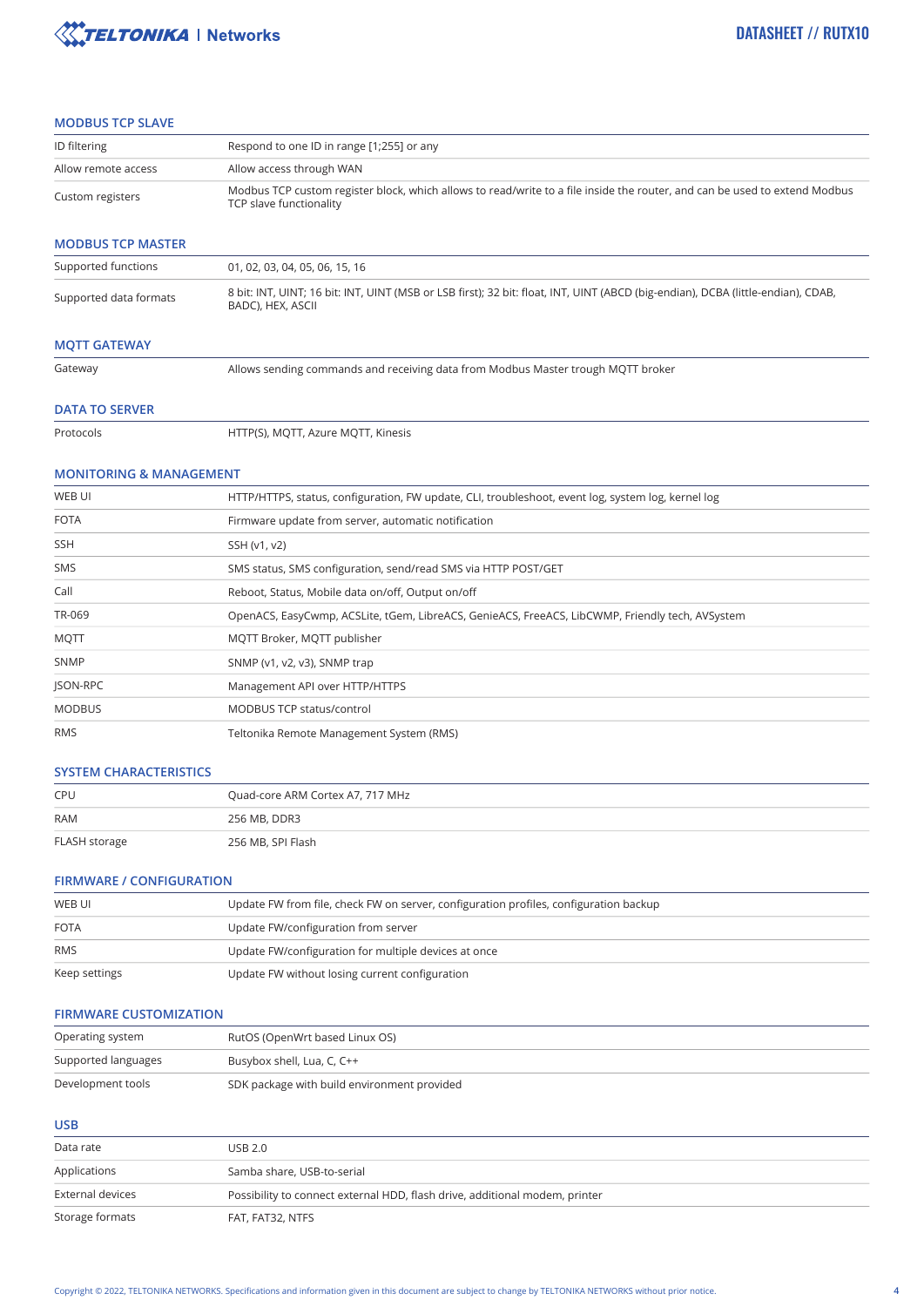## MODBUS TCP SLAVE

| | |
|---|---|
| ID filtering | Respond to one ID in range [1;255] or any |
| Allow remote access | Allow access through WAN |
| Custom registers | Modbus TCP custom register block, which allows to read/write to a file inside the router, and can be used to extend Modbus TCP slave functionality |

## MODBUS TCP MASTER

| | |
|---|---|
| Supported functions | 01, 02, 03, 04, 05, 06, 15, 16 |
| Supported data formats | 8 bit: INT, UINT; 16 bit: INT, UINT (MSB or LSB first); 32 bit: float, INT, UINT (ABCD (big-endian), DCBA (little-endian), CDAB, BADC), HEX, ASCII |

## MQTT GATEWAY

| | |
|---|---|
| Gateway | Allows sending commands and receiving data from Modbus Master trough MQTT broker |

## DATA TO SERVER

| | |
|---|---|
| Protocols | HTTP(S), MQTT, Azure MQTT, Kinesis |

## MONITORING & MANAGEMENT

| | |
|---|---|
| WEB UI | HTTP/HTTPS, status, configuration, FW update, CLI, troubleshoot, event log, system log, kernel log |
| FOTA | Firmware update from server, automatic notification |
| SSH | SSH (v1, v2) |
| SMS | SMS status, SMS configuration, send/read SMS via HTTP POST/GET |
| Call | Reboot, Status, Mobile data on/off, Output on/off |
| TR-069 | OpenACS, EasyCwmp, ACSLite, tGem, LibreACS, GenieACS, FreeACS, LibCWMP, Friendly tech, AVSystem |
| MQTT | MQTT Broker, MQTT publisher |
| SNMP | SNMP (v1, v2, v3), SNMP trap |
| JSON-RPC | Management API over HTTP/HTTPS |
| MODBUS | MODBUS TCP status/control |
| RMS | Teltonika Remote Management System (RMS) |

## SYSTEM CHARACTERISTICS

| | |
|---|---|
| CPU | Quad-core ARM Cortex A7, 717 MHz |
| RAM | 256 MB, DDR3 |
| FLASH storage | 256 MB, SPI Flash |

## FIRMWARE / CONFIGURATION

| | |
|---|---|
| WEB UI | Update FW from file, check FW on server, configuration profiles, configuration backup |
| FOTA | Update FW/configuration from server |
| RMS | Update FW/configuration for multiple devices at once |
| Keep settings | Update FW without losing current configuration |

## FIRMWARE CUSTOMIZATION

| | |
|---|---|
| Operating system | RutOS (OpenWrt based Linux OS) |
| Supported languages | Busybox shell, Lua, C, C++ |
| Development tools | SDK package with build environment provided |

## USB

| | |
|---|---|
| Data rate | USB 2.0 |
| Applications | Samba share, USB-to-serial |
| External devices | Possibility to connect external HDD, flash drive, additional modem, printer |
| Storage formats | FAT, FAT32, NTFS |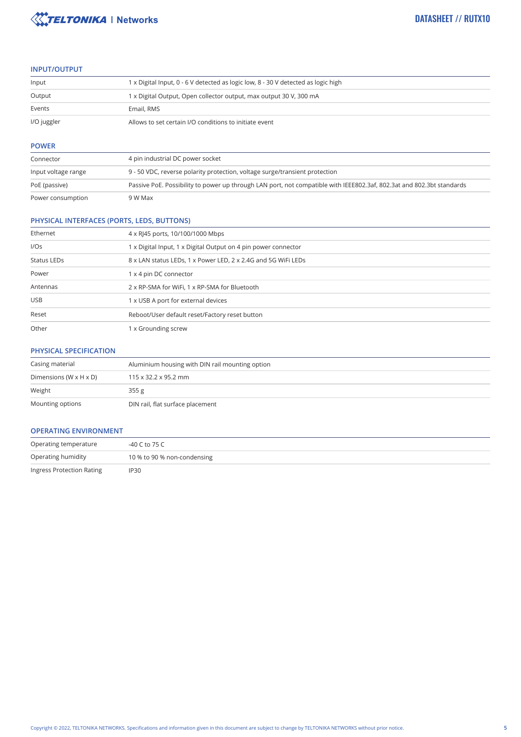## INPUT/OUTPUT

| | |
|---|---|
| Input | 1 x Digital Input, 0 - 6 V detected as logic low, 8 - 30 V detected as logic high |
| Output | 1 x Digital Output, Open collector output, max output 30 V, 300 mA |
| Events | Email, RMS |
| I/O juggler | Allows to set certain I/O conditions to initiate event |

## POWER

| | |
|---|---|
| Connector | 4 pin industrial DC power socket |
| Input voltage range | 9 - 50 VDC, reverse polarity protection, voltage surge/transient protection |
| PoE (passive) | Passive PoE. Possibility to power up through LAN port, not compatible with IEEE802.3af, 802.3at and 802.3bt standards |
| Power consumption | 9 W Max |

## PHYSICAL INTERFACES (PORTS, LEDS, BUTTONS)

| | |
|---|---|
| Ethernet | 4 x RJ45 ports, 10/100/1000 Mbps |
| I/Os | 1 x Digital Input, 1 x Digital Output on 4 pin power connector |
| Status LEDs | 8 x LAN status LEDs, 1 x Power LED, 2 x 2.4G and 5G WiFi LEDs |
| Power | 1 x 4 pin DC connector |
| Antennas | 2 x RP-SMA for WiFi, 1 x RP-SMA for Bluetooth |
| USB | 1 x USB A port for external devices |
| Reset | Reboot/User default reset/Factory reset button |
| Other | 1 x Grounding screw |

## PHYSICAL SPECIFICATION

| | |
|---|---|
| Casing material | Aluminium housing with DIN rail mounting option |
| Dimensions (W x H x D) | 115 x 32.2 x 95.2 mm |
| Weight | 355 g |
| Mounting options | DIN rail, flat surface placement |

## OPERATING ENVIRONMENT

| | |
|---|---|
| Operating temperature | -40 C to 75 C |
| Operating humidity | 10 % to 90 % non-condensing |
| Ingress Protection Rating | IP30 |

Copyright © 2022, TELTONIKA NETWORKS. Specifications and information given in this document are subject to change by TELTONIKA NETWORKS without prior notice.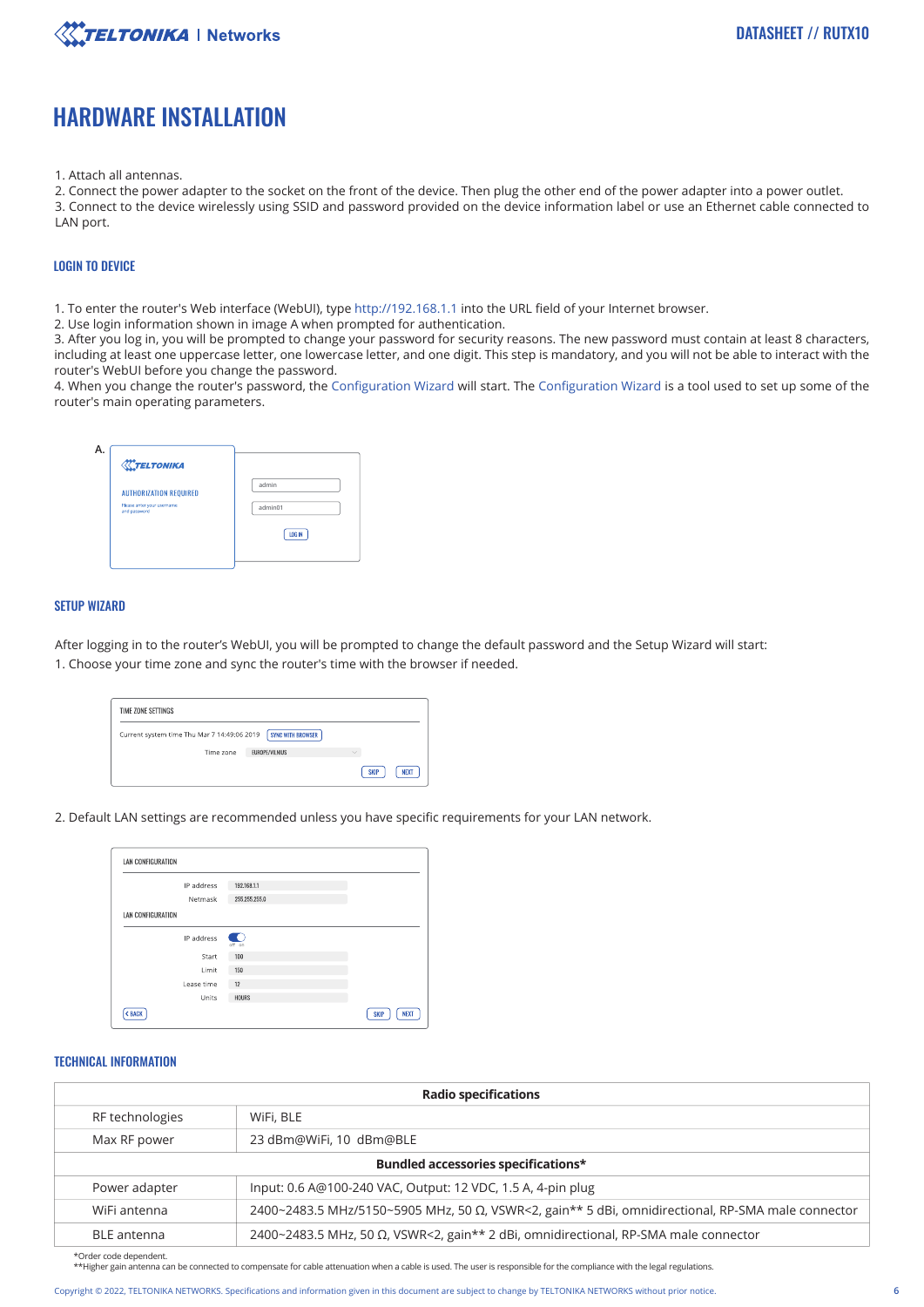# HARDWARE INSTALLATION

1. Attach all antennas.
2. Connect the power adapter to the socket on the front of the device. Then plug the other end of the power adapter into a power outlet.
3. Connect to the device wirelessly using SSID and password provided on the device information label or use an Ethernet cable connected to LAN port.

### LOGIN TO DEVICE

1. To enter the router's Web interface (WebUI), type http://192.168.1.1 into the URL field of your Internet browser.
2. Use login information shown in image A when prompted for authentication.
3. After you log in, you will be prompted to change your password for security reasons. The new password must contain at least 8 characters, including at least one uppercase letter, one lowercase letter, and one digit. This step is mandatory, and you will not be able to interact with the router's WebUI before you change the password.
4. When you change the router's password, the Configuration Wizard will start. The Configuration Wizard is a tool used to set up some of the router's main operating parameters.

A.

TELTONIKA

AUTHORIZATION REQUIRED

Please enter your username and password

admin

admin01

LOG IN

### SETUP WIZARD

After logging in to the router's WebUI, you will be prompted to change the default password and the Setup Wizard will start:

1. Choose your time zone and sync the router's time with the browser if needed.

TIME ZONE SETTINGS

Current system time Thu Mar 7 14:49:06 2019 SYNC WITH BROWSER

Time zone EUROPE/VILNIUS

SKIP NEXT

2. Default LAN settings are recommended unless you have specific requirements for your LAN network.

LAN CONFIGURATION

IP address 192.168.1.1

Netmask 255.255.255.0

LAN CONFIGURATION

IP address (off / on)

Start 100

Limit 150

Lease time 12

Units HOURS

BACK SKIP NEXT

### TECHNICAL INFORMATION

| Radio specifications | |
|---|---|
| RF technologies | WiFi, BLE |
| Max RF power | 23 dBm@WiFi, 10 dBm@BLE |
| **Bundled accessories specifications*** | |
| Power adapter | Input: 0.6 A@100-240 VAC, Output: 12 VDC, 1.5 A, 4-pin plug |
| WiFi antenna | 2400~2483.5 MHz/5150~5905 MHz, 50 Ω, VSWR<2, gain** 5 dBi, omnidirectional, RP-SMA male connector |
| BLE antenna | 2400~2483.5 MHz, 50 Ω, VSWR<2, gain** 2 dBi, omnidirectional, RP-SMA male connector |

*Order code dependent.
**Higher gain antenna can be connected to compensate for cable attenuation when a cable is used. The user is responsible for the compliance with the legal regulations.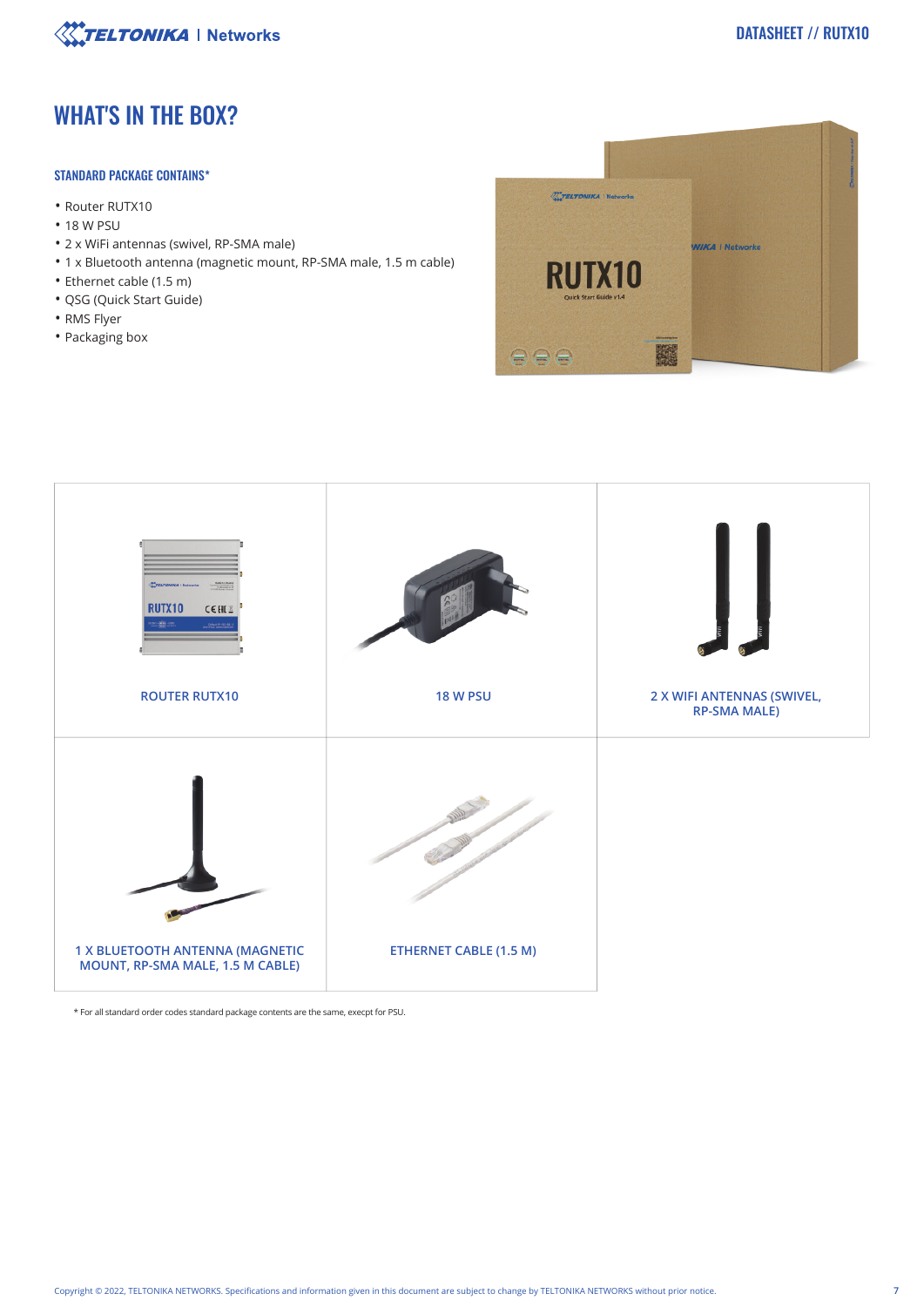# WHAT'S IN THE BOX?

### STANDARD PACKAGE CONTAINS*

- Router RUTX10
- 18 W PSU
- 2 x WiFi antennas (swivel, RP-SMA male)
- 1 x Bluetooth antenna (magnetic mount, RP-SMA male, 1.5 m cable)
- Ethernet cable (1.5 m)
- QSG (Quick Start Guide)
- RMS Flyer
- Packaging box

| ROUTER RUTX10 | 18 W PSU | 2 X WIFI ANTENNAS (SWIVEL, RP-SMA MALE) |
|---|---|---|
| 1 X BLUETOOTH ANTENNA (MAGNETIC MOUNT, RP-SMA MALE, 1.5 M CABLE) | ETHERNET CABLE (1.5 M) | |

* For all standard order codes standard package contents are the same, execpt for PSU.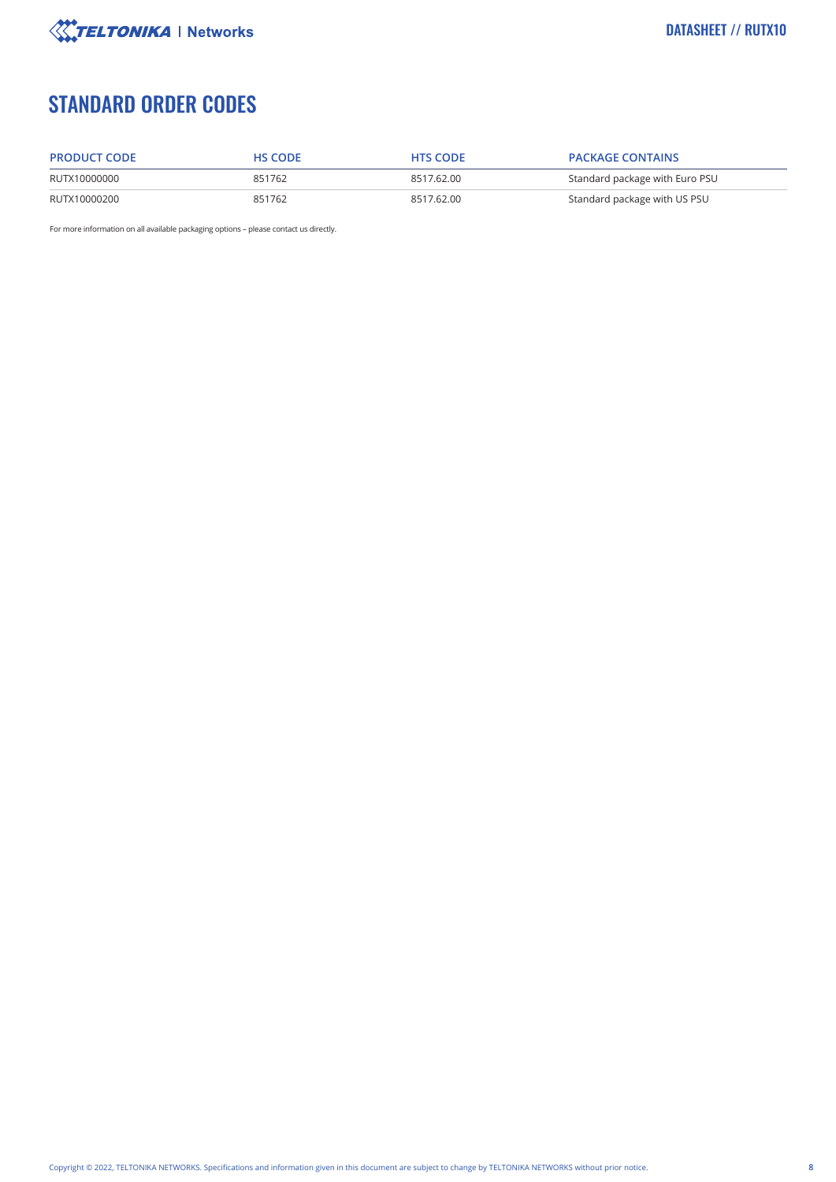# STANDARD ORDER CODES

| PRODUCT CODE | HS CODE | HTS CODE | PACKAGE CONTAINS |
| --- | --- | --- | --- |
| RUTX10000000 | 851762 | 8517.62.00 | Standard package with Euro PSU |
| RUTX10000200 | 851762 | 8517.62.00 | Standard package with US PSU |

For more information on all available packaging options – please contact us directly.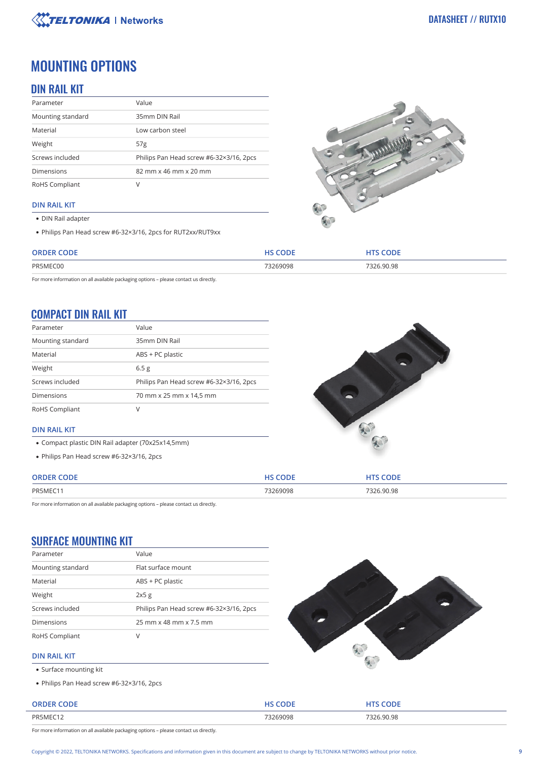# MOUNTING OPTIONS

## DIN RAIL KIT

| Parameter | Value |
|---|---|
| Mounting standard | 35mm DIN Rail |
| Material | Low carbon steel |
| Weight | 57g |
| Screws included | Philips Pan Head screw #6-32×3/16, 2pcs |
| Dimensions | 82 mm x 46 mm x 20 mm |
| RoHS Compliant | V |

### DIN RAIL KIT

- DIN Rail adapter
- Philips Pan Head screw #6-32×3/16, 2pcs for RUT2xx/RUT9xx

| ORDER CODE | HS CODE | HTS CODE |
|---|---|---|
| PR5MEC00 | 73269098 | 7326.90.98 |

For more information on all available packaging options – please contact us directly.

## COMPACT DIN RAIL KIT

| Parameter | Value |
|---|---|
| Mounting standard | 35mm DIN Rail |
| Material | ABS + PC plastic |
| Weight | 6.5 g |
| Screws included | Philips Pan Head screw #6-32×3/16, 2pcs |
| Dimensions | 70 mm x 25 mm x 14,5 mm |
| RoHS Compliant | V |

### DIN RAIL KIT

- Compact plastic DIN Rail adapter (70x25x14,5mm)
- Philips Pan Head screw #6-32×3/16, 2pcs

| ORDER CODE | HS CODE | HTS CODE |
|---|---|---|
| PR5MEC11 | 73269098 | 7326.90.98 |

For more information on all available packaging options – please contact us directly.

## SURFACE MOUNTING KIT

| Parameter | Value |
|---|---|
| Mounting standard | Flat surface mount |
| Material | ABS + PC plastic |
| Weight | 2x5 g |
| Screws included | Philips Pan Head screw #6-32×3/16, 2pcs |
| Dimensions | 25 mm x 48 mm x 7.5 mm |
| RoHS Compliant | V |

### DIN RAIL KIT

- Surface mounting kit
- Philips Pan Head screw #6-32×3/16, 2pcs

| ORDER CODE | HS CODE | HTS CODE |
|---|---|---|
| PR5MEC12 | 73269098 | 7326.90.98 |

For more information on all available packaging options – please contact us directly.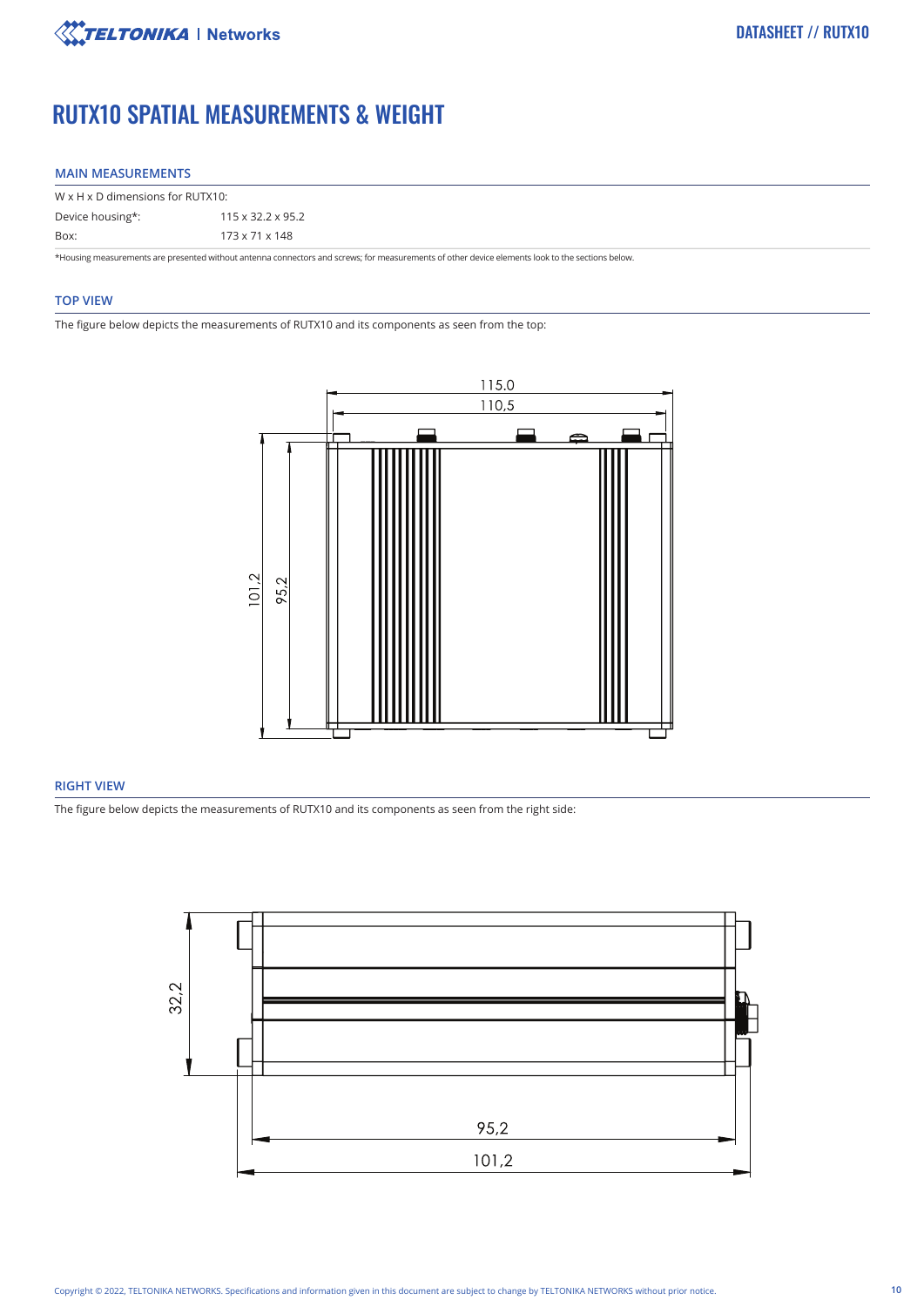# RUTX10 SPATIAL MEASUREMENTS & WEIGHT

## MAIN MEASUREMENTS

W x H x D dimensions for RUTX10:

| | |
|---|---|
| Device housing*: | 115 x 32.2 x 95.2 |
| Box: | 173 x 71 x 148 |

*Housing measurements are presented without antenna connectors and screws; for measurements of other device elements look to the sections below.

## TOP VIEW

The figure below depicts the measurements of RUTX10 and its components as seen from the top:

## RIGHT VIEW

The figure below depicts the measurements of RUTX10 and its components as seen from the right side: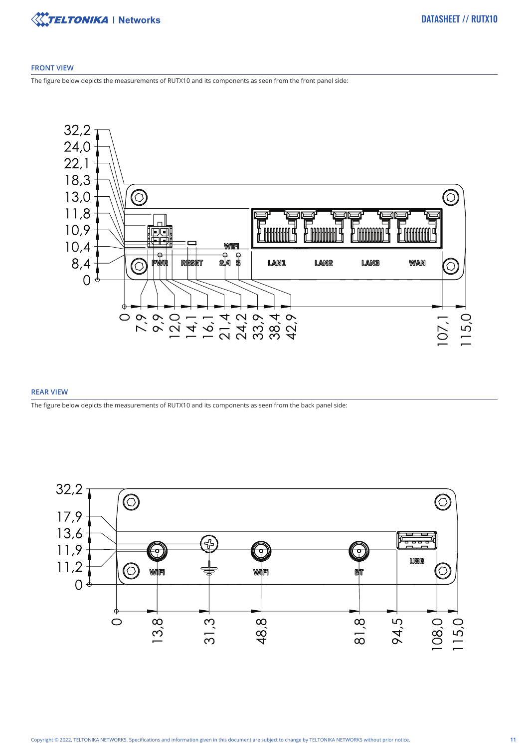## FRONT VIEW

The figure below depicts the measurements of RUTX10 and its components as seen from the front panel side:

## REAR VIEW

The figure below depicts the measurements of RUTX10 and its components as seen from the back panel side: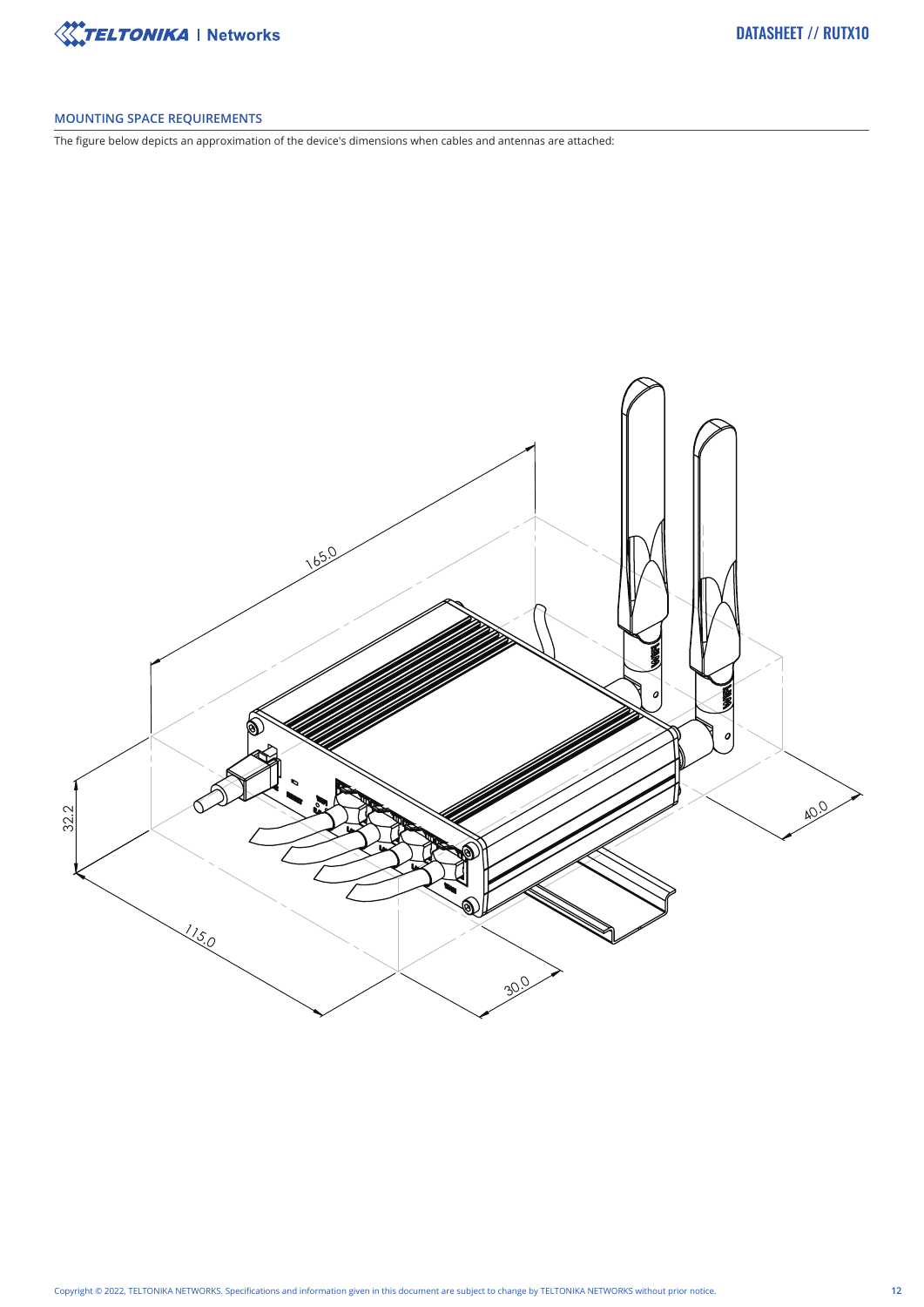## MOUNTING SPACE REQUIREMENTS

The figure below depicts an approximation of the device's dimensions when cables and antennas are attached: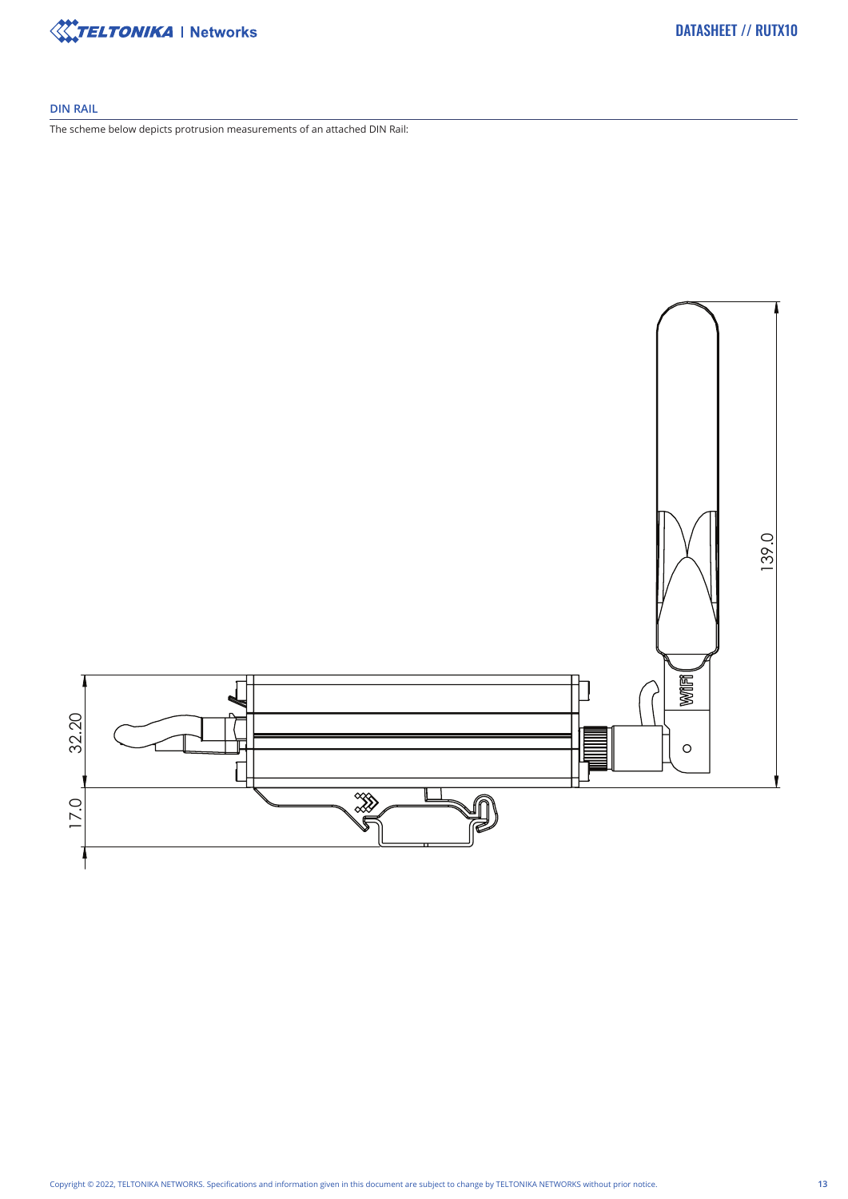## DIN RAIL

The scheme below depicts protrusion measurements of an attached DIN Rail:

139.0

32.20

17.0

WiFi